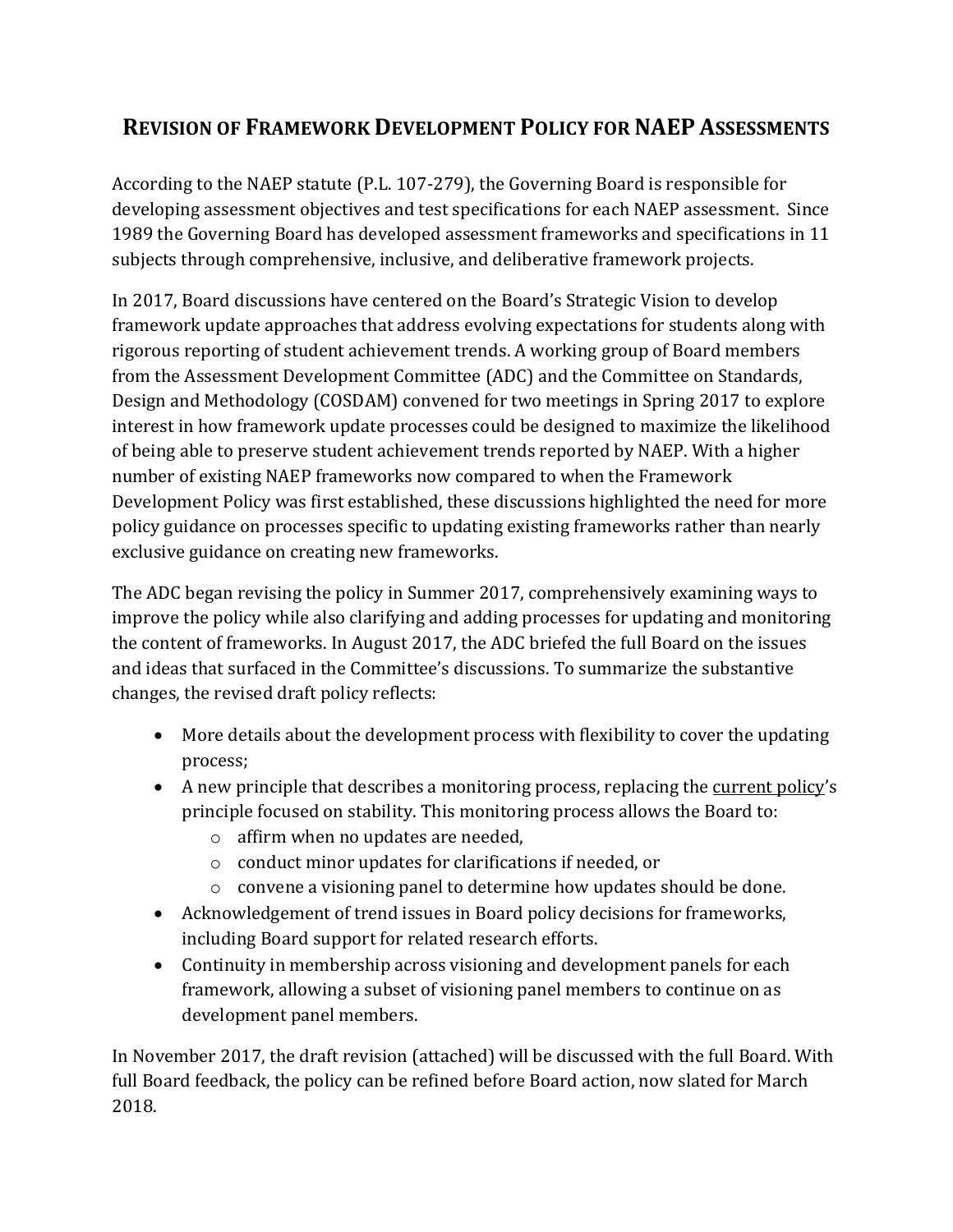# REVISION OF FRAMEWORK DEVELOPMENT POLICY FOR NAEP ASSESSMENTS

According to the NAEP statute (P.L. 107-279), the Governing Board is responsible for developing assessment objectives and test specifications for each NAEP assessment. Since 1989 the Governing Board has developed assessment frameworks and specifications in 11 subjects through comprehensive, inclusive, and deliberative framework projects.

In 2017, Board discussions have centered on the Board's Strategic Vision to develop framework update approaches that address evolving expectations for students along with rigorous reporting of student achievement trends. A working group of Board members from the Assessment Development Committee (ADC) and the Committee on Standards, Design and Methodology (COSDAM) convened for two meetings in Spring 2017 to explore interest in how framework update processes could be designed to maximize the likelihood of being able to preserve student achievement trends reported by NAEP. With a higher number of existing NAEP frameworks now compared to when the Framework Development Policy was first established, these discussions highlighted the need for more policy guidance on processes specific to updating existing frameworks rather than nearly exclusive guidance on creating new frameworks.

The ADC began revising the policy in Summer 2017, comprehensively examining ways to improve the policy while also clarifying and adding processes for updating and monitoring the content of frameworks. In August 2017, the ADC briefed the full Board on the issues and ideas that surfaced in the Committee's discussions. To summarize the substantive changes, the revised draft policy reflects:

- More details about the development process with flexibility to cover the updating process;
- A new principle that describes a monitoring process, replacing the current policy's principle focused on stability. This monitoring process allows the Board to:
  - affirm when no updates are needed,
  - conduct minor updates for clarifications if needed, or
  - convene a visioning panel to determine how updates should be done.
- Acknowledgement of trend issues in Board policy decisions for frameworks, including Board support for related research efforts.
- Continuity in membership across visioning and development panels for each framework, allowing a subset of visioning panel members to continue on as development panel members.

In November 2017, the draft revision (attached) will be discussed with the full Board. With full Board feedback, the policy can be refined before Board action, now slated for March 2018.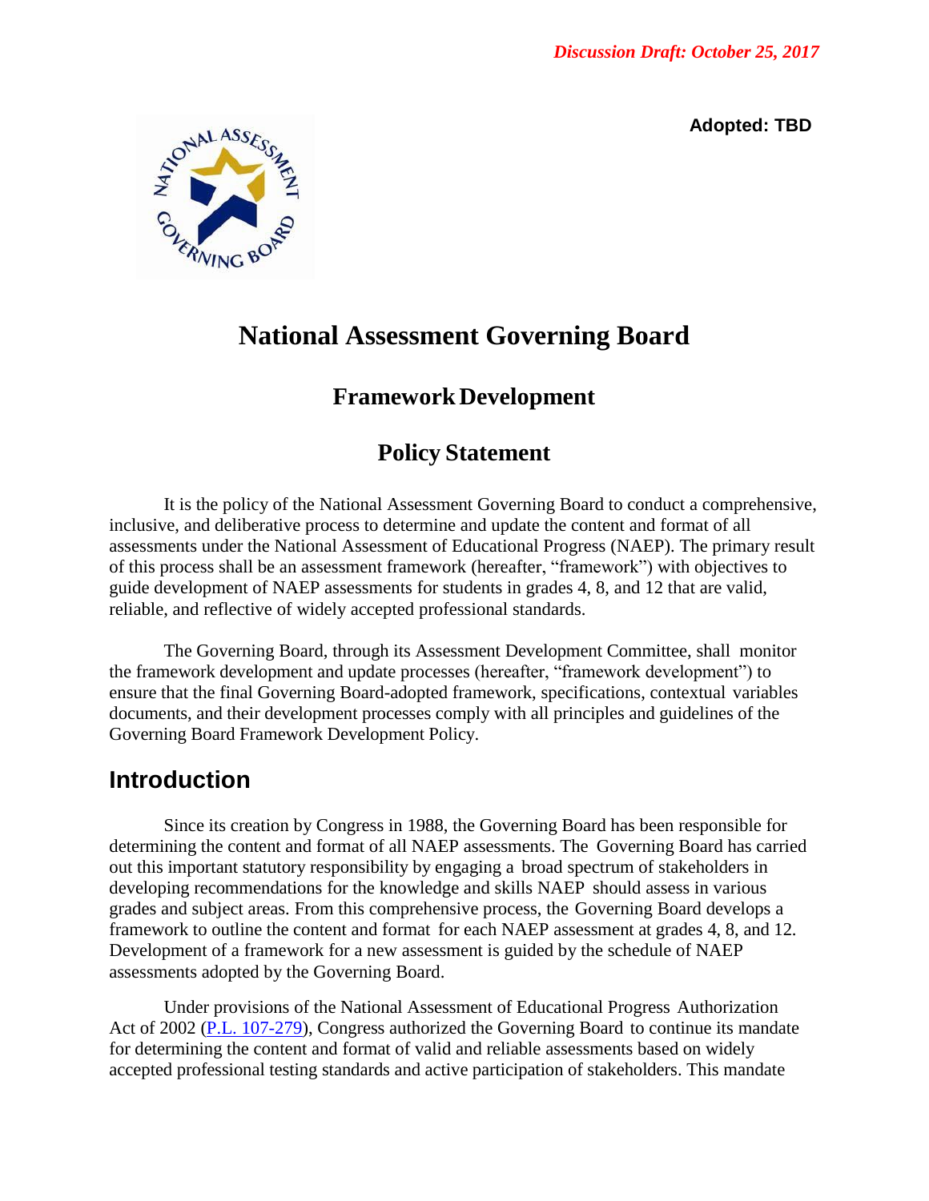*Discussion Draft: October 25, 2017*

**Adopted: TBD**

# National Assessment Governing Board

## Framework Development

## Policy Statement

It is the policy of the National Assessment Governing Board to conduct a comprehensive, inclusive, and deliberative process to determine and update the content and format of all assessments under the National Assessment of Educational Progress (NAEP). The primary result of this process shall be an assessment framework (hereafter, "framework") with objectives to guide development of NAEP assessments for students in grades 4, 8, and 12 that are valid, reliable, and reflective of widely accepted professional standards.

The Governing Board, through its Assessment Development Committee, shall monitor the framework development and update processes (hereafter, "framework development") to ensure that the final Governing Board-adopted framework, specifications, contextual variables documents, and their development processes comply with all principles and guidelines of the Governing Board Framework Development Policy.

## Introduction

Since its creation by Congress in 1988, the Governing Board has been responsible for determining the content and format of all NAEP assessments. The Governing Board has carried out this important statutory responsibility by engaging a broad spectrum of stakeholders in developing recommendations for the knowledge and skills NAEP should assess in various grades and subject areas. From this comprehensive process, the Governing Board develops a framework to outline the content and format for each NAEP assessment at grades 4, 8, and 12. Development of a framework for a new assessment is guided by the schedule of NAEP assessments adopted by the Governing Board.

Under provisions of the National Assessment of Educational Progress Authorization Act of 2002 ([P.L. 107-279](P.L. 107-279)), Congress authorized the Governing Board to continue its mandate for determining the content and format of valid and reliable assessments based on widely accepted professional testing standards and active participation of stakeholders. This mandate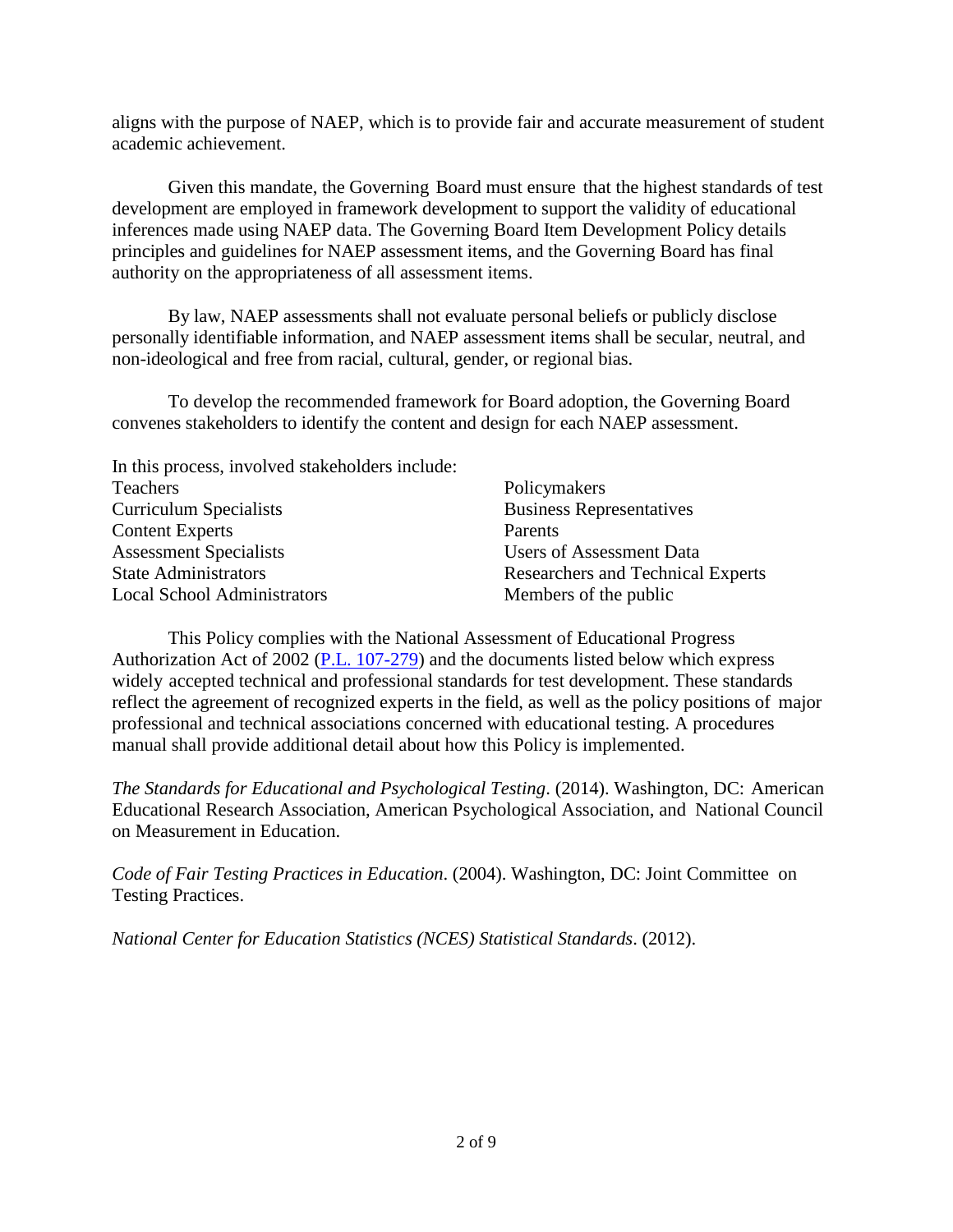aligns with the purpose of NAEP, which is to provide fair and accurate measurement of student academic achievement.

Given this mandate, the Governing Board must ensure that the highest standards of test development are employed in framework development to support the validity of educational inferences made using NAEP data. The Governing Board Item Development Policy details principles and guidelines for NAEP assessment items, and the Governing Board has final authority on the appropriateness of all assessment items.

By law, NAEP assessments shall not evaluate personal beliefs or publicly disclose personally identifiable information, and NAEP assessment items shall be secular, neutral, and non-ideological and free from racial, cultural, gender, or regional bias.

To develop the recommended framework for Board adoption, the Governing Board convenes stakeholders to identify the content and design for each NAEP assessment.

In this process, involved stakeholders include:

- Teachers
- Curriculum Specialists
- Content Experts
- Assessment Specialists
- State Administrators
- Local School Administrators
- Policymakers
- Business Representatives
- Parents
- Users of Assessment Data
- Researchers and Technical Experts
- Members of the public

This Policy complies with the National Assessment of Educational Progress Authorization Act of 2002 ([P.L. 107-279]) and the documents listed below which express widely accepted technical and professional standards for test development. These standards reflect the agreement of recognized experts in the field, as well as the policy positions of major professional and technical associations concerned with educational testing. A procedures manual shall provide additional detail about how this Policy is implemented.

*The Standards for Educational and Psychological Testing*. (2014). Washington, DC: American Educational Research Association, American Psychological Association, and National Council on Measurement in Education.

*Code of Fair Testing Practices in Education*. (2004). Washington, DC: Joint Committee on Testing Practices.

*National Center for Education Statistics (NCES) Statistical Standards*. (2012).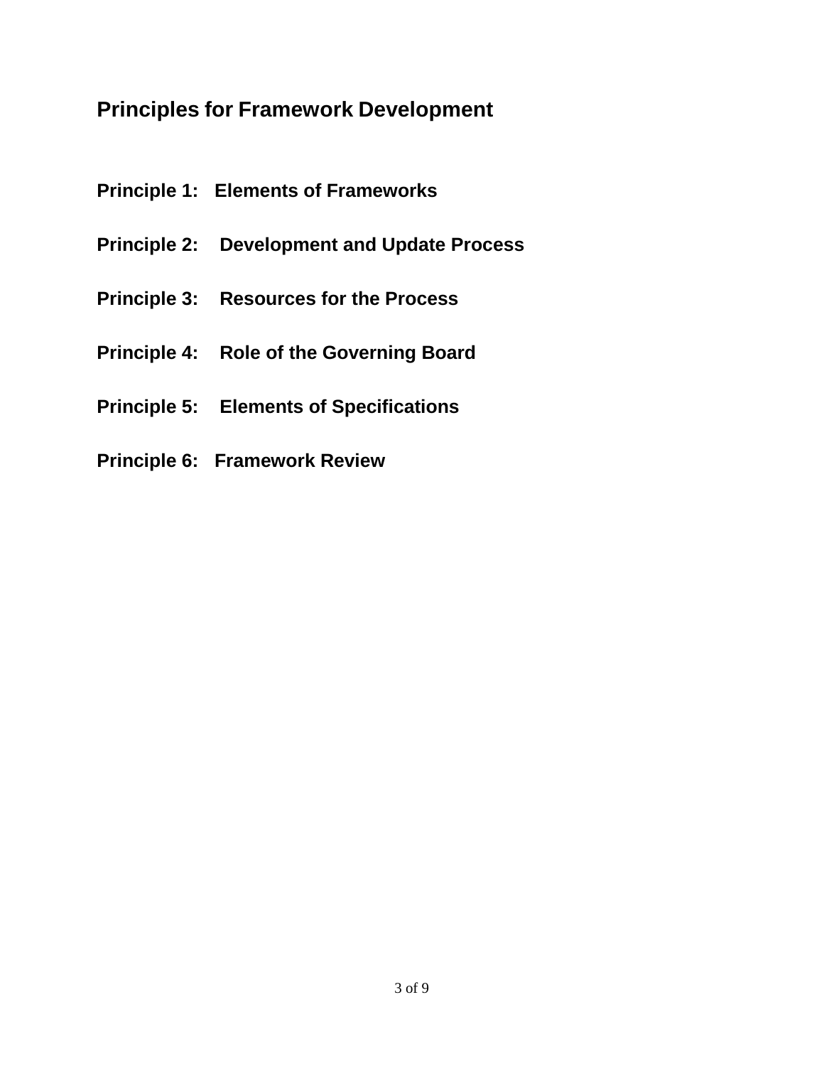## Principles for Framework Development

**Principle 1: Elements of Frameworks**

**Principle 2: Development and Update Process**

**Principle 3: Resources for the Process**

**Principle 4: Role of the Governing Board**

**Principle 5: Elements of Specifications**

**Principle 6: Framework Review**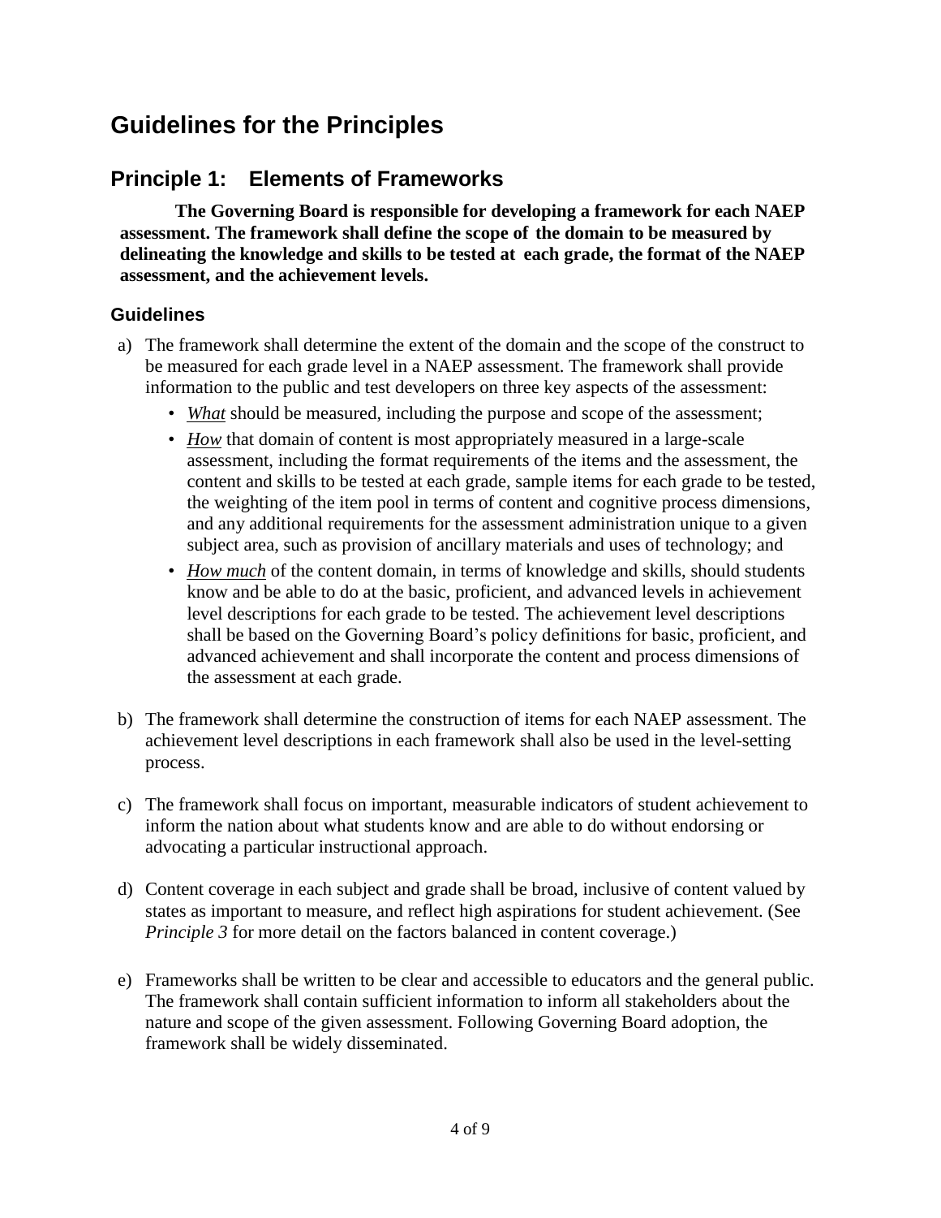# Guidelines for the Principles

## Principle 1: Elements of Frameworks

**The Governing Board is responsible for developing a framework for each NAEP assessment. The framework shall define the scope of the domain to be measured by delineating the knowledge and skills to be tested at each grade, the format of the NAEP assessment, and the achievement levels.**

### Guidelines

a) The framework shall determine the extent of the domain and the scope of the construct to be measured for each grade level in a NAEP assessment. The framework shall provide information to the public and test developers on three key aspects of the assessment:

   - ***What*** should be measured, including the purpose and scope of the assessment;
   - ***How*** that domain of content is most appropriately measured in a large-scale assessment, including the format requirements of the items and the assessment, the content and skills to be tested at each grade, sample items for each grade to be tested, the weighting of the item pool in terms of content and cognitive process dimensions, and any additional requirements for the assessment administration unique to a given subject area, such as provision of ancillary materials and uses of technology; and
   - ***How much*** of the content domain, in terms of knowledge and skills, should students know and be able to do at the basic, proficient, and advanced levels in achievement level descriptions for each grade to be tested. The achievement level descriptions shall be based on the Governing Board's policy definitions for basic, proficient, and advanced achievement and shall incorporate the content and process dimensions of the assessment at each grade.

b) The framework shall determine the construction of items for each NAEP assessment. The achievement level descriptions in each framework shall also be used in the level-setting process.

c) The framework shall focus on important, measurable indicators of student achievement to inform the nation about what students know and are able to do without endorsing or advocating a particular instructional approach.

d) Content coverage in each subject and grade shall be broad, inclusive of content valued by states as important to measure, and reflect high aspirations for student achievement. (See *Principle 3* for more detail on the factors balanced in content coverage.)

e) Frameworks shall be written to be clear and accessible to educators and the general public. The framework shall contain sufficient information to inform all stakeholders about the nature and scope of the given assessment. Following Governing Board adoption, the framework shall be widely disseminated.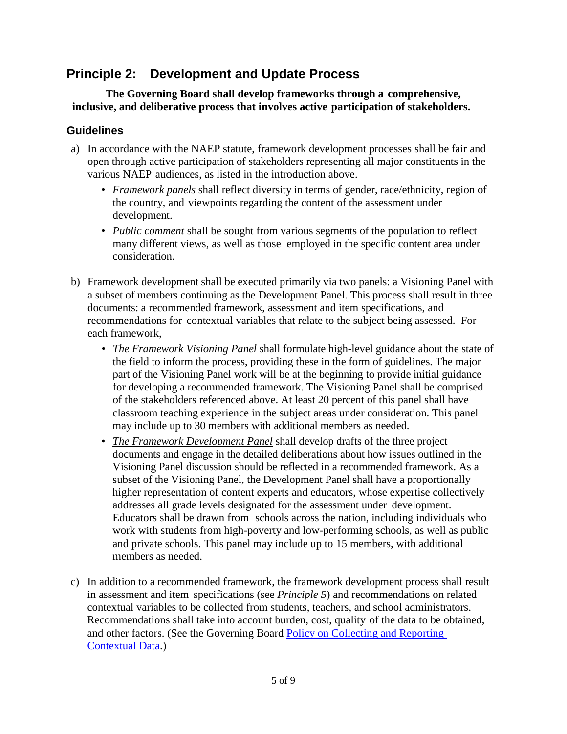## Principle 2: Development and Update Process

**The Governing Board shall develop frameworks through a comprehensive, inclusive, and deliberative process that involves active participation of stakeholders.**

### Guidelines

a) In accordance with the NAEP statute, framework development processes shall be fair and open through active participation of stakeholders representing all major constituents in the various NAEP audiences, as listed in the introduction above.

- *Framework panels* shall reflect diversity in terms of gender, race/ethnicity, region of the country, and viewpoints regarding the content of the assessment under development.
- *Public comment* shall be sought from various segments of the population to reflect many different views, as well as those employed in the specific content area under consideration.

b) Framework development shall be executed primarily via two panels: a Visioning Panel with a subset of members continuing as the Development Panel. This process shall result in three documents: a recommended framework, assessment and item specifications, and recommendations for contextual variables that relate to the subject being assessed. For each framework,

- *The Framework Visioning Panel* shall formulate high-level guidance about the state of the field to inform the process, providing these in the form of guidelines. The major part of the Visioning Panel work will be at the beginning to provide initial guidance for developing a recommended framework. The Visioning Panel shall be comprised of the stakeholders referenced above. At least 20 percent of this panel shall have classroom teaching experience in the subject areas under consideration. This panel may include up to 30 members with additional members as needed.
- *The Framework Development Panel* shall develop drafts of the three project documents and engage in the detailed deliberations about how issues outlined in the Visioning Panel discussion should be reflected in a recommended framework. As a subset of the Visioning Panel, the Development Panel shall have a proportionally higher representation of content experts and educators, whose expertise collectively addresses all grade levels designated for the assessment under development. Educators shall be drawn from schools across the nation, including individuals who work with students from high-poverty and low-performing schools, as well as public and private schools. This panel may include up to 15 members, with additional members as needed.

c) In addition to a recommended framework, the framework development process shall result in assessment and item specifications (see *Principle 5*) and recommendations on related contextual variables to be collected from students, teachers, and school administrators. Recommendations shall take into account burden, cost, quality of the data to be obtained, and other factors. (See the Governing Board [Policy on Collecting and Reporting Contextual Data](#).)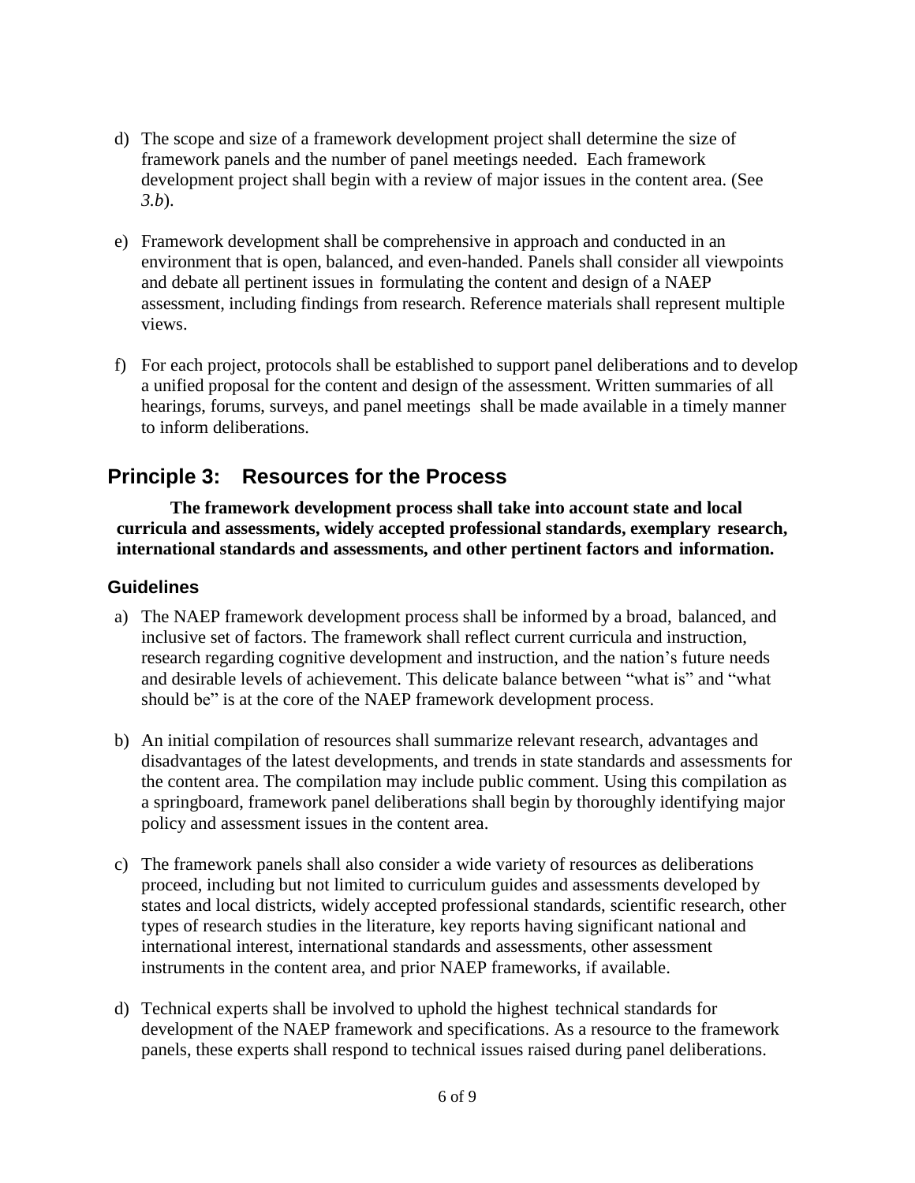d) The scope and size of a framework development project shall determine the size of framework panels and the number of panel meetings needed. Each framework development project shall begin with a review of major issues in the content area. (See *3.b*).

e) Framework development shall be comprehensive in approach and conducted in an environment that is open, balanced, and even-handed. Panels shall consider all viewpoints and debate all pertinent issues in formulating the content and design of a NAEP assessment, including findings from research. Reference materials shall represent multiple views.

f) For each project, protocols shall be established to support panel deliberations and to develop a unified proposal for the content and design of the assessment. Written summaries of all hearings, forums, surveys, and panel meetings shall be made available in a timely manner to inform deliberations.

## Principle 3: Resources for the Process

**The framework development process shall take into account state and local curricula and assessments, widely accepted professional standards, exemplary research, international standards and assessments, and other pertinent factors and information.**

### Guidelines

a) The NAEP framework development process shall be informed by a broad, balanced, and inclusive set of factors. The framework shall reflect current curricula and instruction, research regarding cognitive development and instruction, and the nation's future needs and desirable levels of achievement. This delicate balance between "what is" and "what should be" is at the core of the NAEP framework development process.

b) An initial compilation of resources shall summarize relevant research, advantages and disadvantages of the latest developments, and trends in state standards and assessments for the content area. The compilation may include public comment. Using this compilation as a springboard, framework panel deliberations shall begin by thoroughly identifying major policy and assessment issues in the content area.

c) The framework panels shall also consider a wide variety of resources as deliberations proceed, including but not limited to curriculum guides and assessments developed by states and local districts, widely accepted professional standards, scientific research, other types of research studies in the literature, key reports having significant national and international interest, international standards and assessments, other assessment instruments in the content area, and prior NAEP frameworks, if available.

d) Technical experts shall be involved to uphold the highest technical standards for development of the NAEP framework and specifications. As a resource to the framework panels, these experts shall respond to technical issues raised during panel deliberations.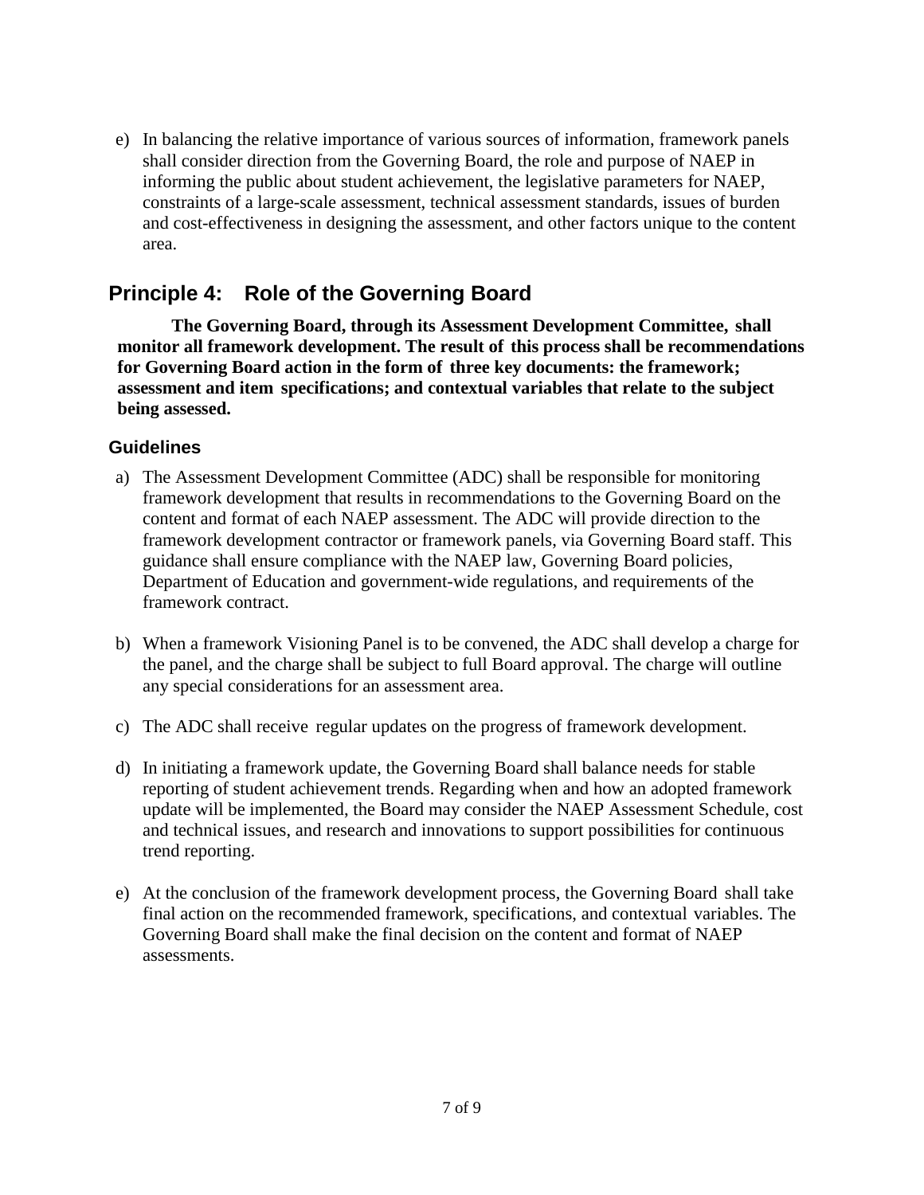e) In balancing the relative importance of various sources of information, framework panels shall consider direction from the Governing Board, the role and purpose of NAEP in informing the public about student achievement, the legislative parameters for NAEP, constraints of a large-scale assessment, technical assessment standards, issues of burden and cost-effectiveness in designing the assessment, and other factors unique to the content area.

## Principle 4: Role of the Governing Board

**The Governing Board, through its Assessment Development Committee, shall monitor all framework development. The result of this process shall be recommendations for Governing Board action in the form of three key documents: the framework; assessment and item specifications; and contextual variables that relate to the subject being assessed.**

### Guidelines

a) The Assessment Development Committee (ADC) shall be responsible for monitoring framework development that results in recommendations to the Governing Board on the content and format of each NAEP assessment. The ADC will provide direction to the framework development contractor or framework panels, via Governing Board staff. This guidance shall ensure compliance with the NAEP law, Governing Board policies, Department of Education and government-wide regulations, and requirements of the framework contract.

b) When a framework Visioning Panel is to be convened, the ADC shall develop a charge for the panel, and the charge shall be subject to full Board approval. The charge will outline any special considerations for an assessment area.

c) The ADC shall receive regular updates on the progress of framework development.

d) In initiating a framework update, the Governing Board shall balance needs for stable reporting of student achievement trends. Regarding when and how an adopted framework update will be implemented, the Board may consider the NAEP Assessment Schedule, cost and technical issues, and research and innovations to support possibilities for continuous trend reporting.

e) At the conclusion of the framework development process, the Governing Board shall take final action on the recommended framework, specifications, and contextual variables. The Governing Board shall make the final decision on the content and format of NAEP assessments.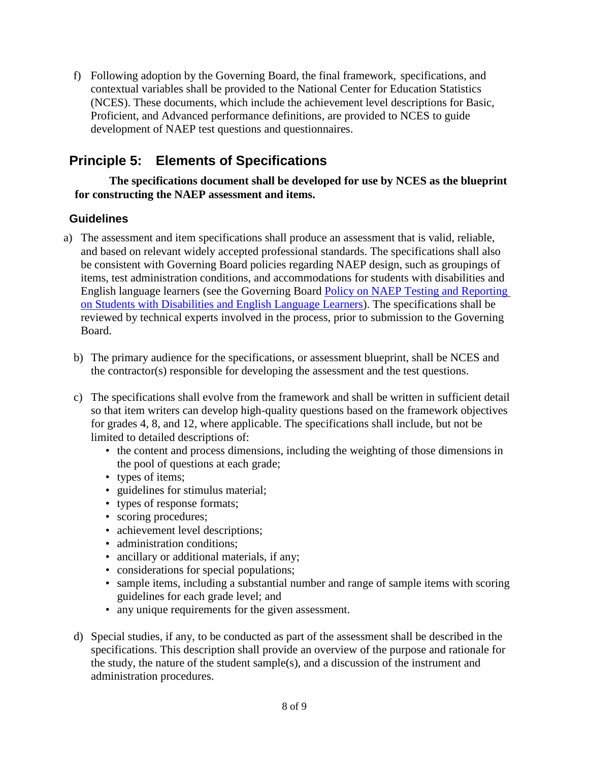f) Following adoption by the Governing Board, the final framework, specifications, and contextual variables shall be provided to the National Center for Education Statistics (NCES). These documents, which include the achievement level descriptions for Basic, Proficient, and Advanced performance definitions, are provided to NCES to guide development of NAEP test questions and questionnaires.

## Principle 5: Elements of Specifications

**The specifications document shall be developed for use by NCES as the blueprint for constructing the NAEP assessment and items.**

### Guidelines

a) The assessment and item specifications shall produce an assessment that is valid, reliable, and based on relevant widely accepted professional standards. The specifications shall also be consistent with Governing Board policies regarding NAEP design, such as groupings of items, test administration conditions, and accommodations for students with disabilities and English language learners (see the Governing Board [Policy on NAEP Testing and Reporting on Students with Disabilities and English Language Learners]). The specifications shall be reviewed by technical experts involved in the process, prior to submission to the Governing Board.

b) The primary audience for the specifications, or assessment blueprint, shall be NCES and the contractor(s) responsible for developing the assessment and the test questions.

c) The specifications shall evolve from the framework and shall be written in sufficient detail so that item writers can develop high-quality questions based on the framework objectives for grades 4, 8, and 12, where applicable. The specifications shall include, but not be limited to detailed descriptions of:
   - the content and process dimensions, including the weighting of those dimensions in the pool of questions at each grade;
   - types of items;
   - guidelines for stimulus material;
   - types of response formats;
   - scoring procedures;
   - achievement level descriptions;
   - administration conditions;
   - ancillary or additional materials, if any;
   - considerations for special populations;
   - sample items, including a substantial number and range of sample items with scoring guidelines for each grade level; and
   - any unique requirements for the given assessment.

d) Special studies, if any, to be conducted as part of the assessment shall be described in the specifications. This description shall provide an overview of the purpose and rationale for the study, the nature of the student sample(s), and a discussion of the instrument and administration procedures.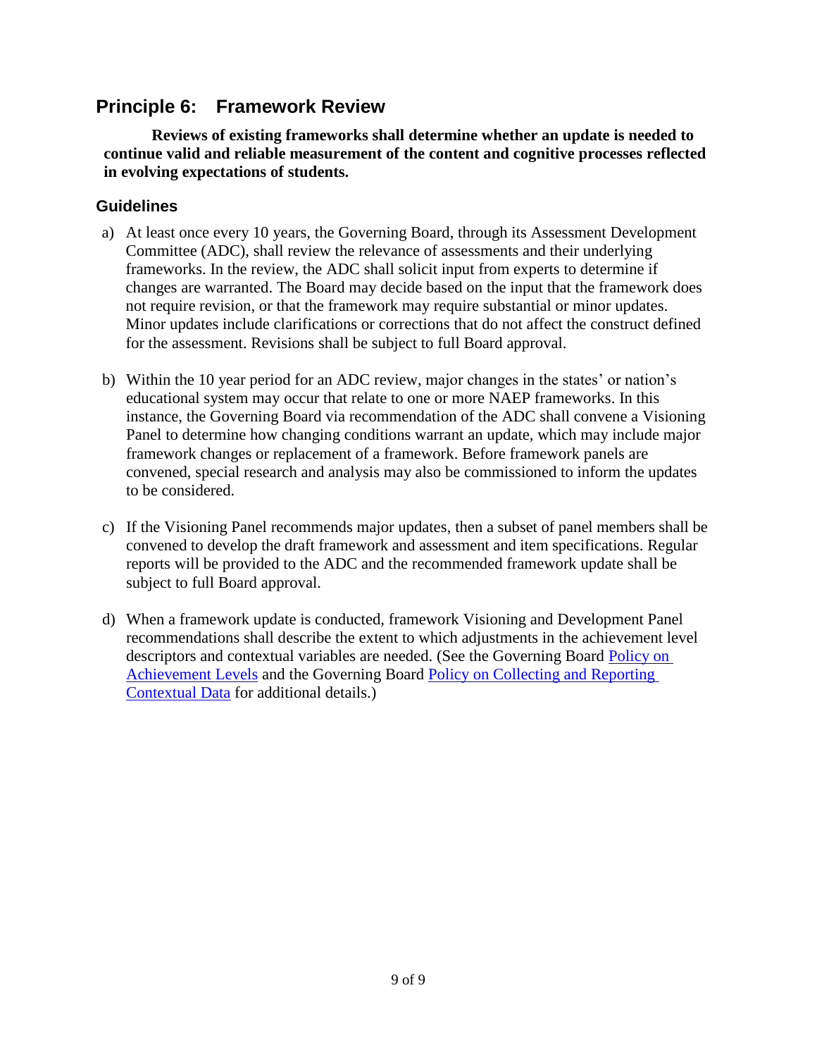## Principle 6: Framework Review

**Reviews of existing frameworks shall determine whether an update is needed to continue valid and reliable measurement of the content and cognitive processes reflected in evolving expectations of students.**

### Guidelines

a) At least once every 10 years, the Governing Board, through its Assessment Development Committee (ADC), shall review the relevance of assessments and their underlying frameworks. In the review, the ADC shall solicit input from experts to determine if changes are warranted. The Board may decide based on the input that the framework does not require revision, or that the framework may require substantial or minor updates. Minor updates include clarifications or corrections that do not affect the construct defined for the assessment. Revisions shall be subject to full Board approval.

b) Within the 10 year period for an ADC review, major changes in the states' or nation's educational system may occur that relate to one or more NAEP frameworks. In this instance, the Governing Board via recommendation of the ADC shall convene a Visioning Panel to determine how changing conditions warrant an update, which may include major framework changes or replacement of a framework. Before framework panels are convened, special research and analysis may also be commissioned to inform the updates to be considered.

c) If the Visioning Panel recommends major updates, then a subset of panel members shall be convened to develop the draft framework and assessment and item specifications. Regular reports will be provided to the ADC and the recommended framework update shall be subject to full Board approval.

d) When a framework update is conducted, framework Visioning and Development Panel recommendations shall describe the extent to which adjustments in the achievement level descriptors and contextual variables are needed. (See the Governing Board Policy on Achievement Levels and the Governing Board Policy on Collecting and Reporting Contextual Data for additional details.)